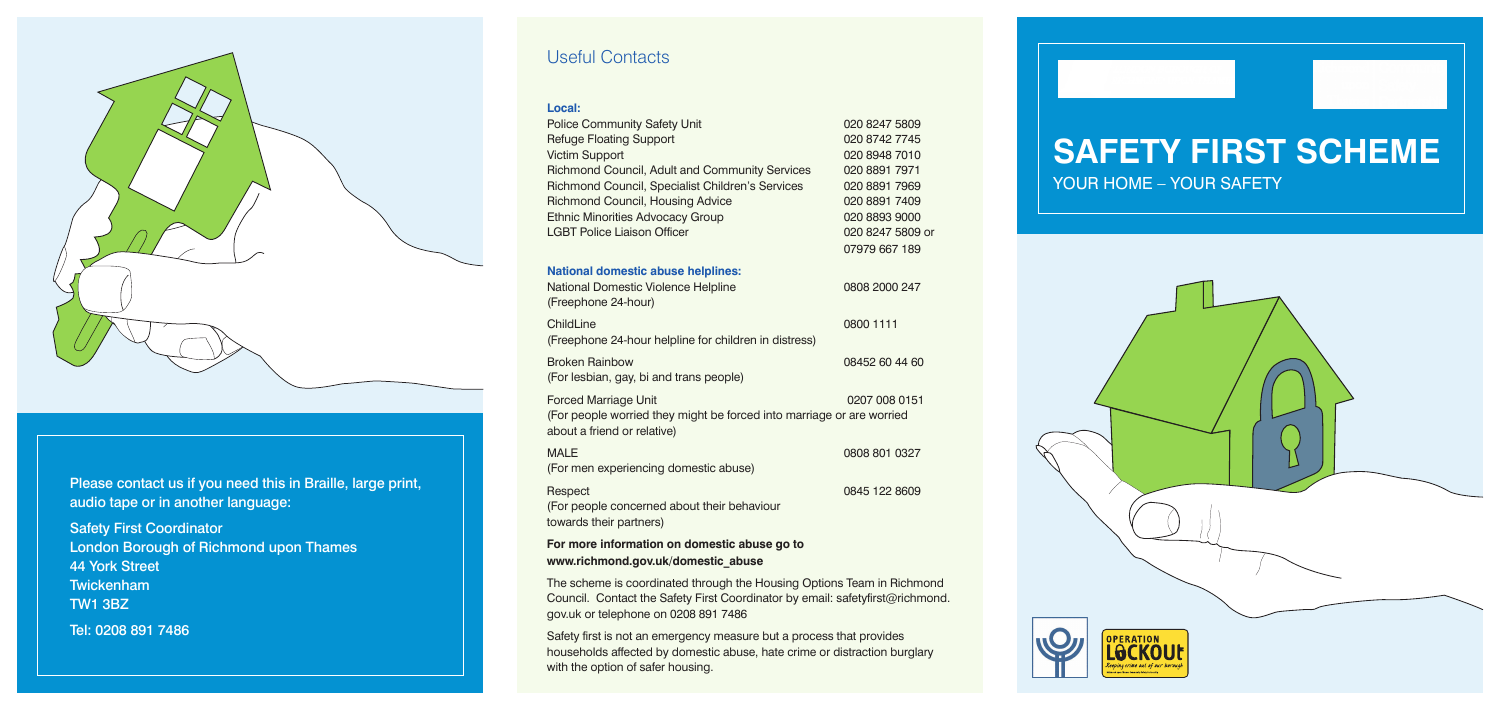Please contact us if you need this in Braille, large print, audio tape or in another language:

Safety First Coordinator
London Borough of Richmond upon Thames
44 York Street
Twickenham
TW1 3BZ

Tel: 0208 891 7486

## Useful Contacts

**Local:**

| | |
|---|---|
| Police Community Safety Unit | 020 8247 5809 |
| Refuge Floating Support | 020 8742 7745 |
| Victim Support | 020 8948 7010 |
| Richmond Council, Adult and Community Services | 020 8891 7971 |
| Richmond Council, Specialist Children's Services | 020 8891 7969 |
| Richmond Council, Housing Advice | 020 8891 7409 |
| Ethnic Minorities Advocacy Group | 020 8893 9000 |
| LGBT Police Liaison Officer | 020 8247 5809 or 07979 667 189 |

**National domestic abuse helplines:**

| | |
|---|---|
| National Domestic Violence Helpline (Freephone 24-hour) | 0808 2000 247 |
| ChildLine (Freephone 24-hour helpline for children in distress) | 0800 1111 |
| Broken Rainbow (For lesbian, gay, bi and trans people) | 08452 60 44 60 |
| Forced Marriage Unit (For people worried they might be forced into marriage or are worried about a friend or relative) | 0207 008 0151 |
| MALE (For men experiencing domestic abuse) | 0808 801 0327 |
| Respect (For people concerned about their behaviour towards their partners) | 0845 122 8609 |

**For more information on domestic abuse go to www.richmond.gov.uk/domestic_abuse**

The scheme is coordinated through the Housing Options Team in Richmond Council. Contact the Safety First Coordinator by email: safetyfirst@richmond.gov.uk or telephone on 0208 891 7486

Safety first is not an emergency measure but a process that provides households affected by domestic abuse, hate crime or distraction burglary with the option of safer housing.

# SAFETY FIRST SCHEME

YOUR HOME – YOUR SAFETY

OPERATION LOCKOUT
Keeping crime out of our borough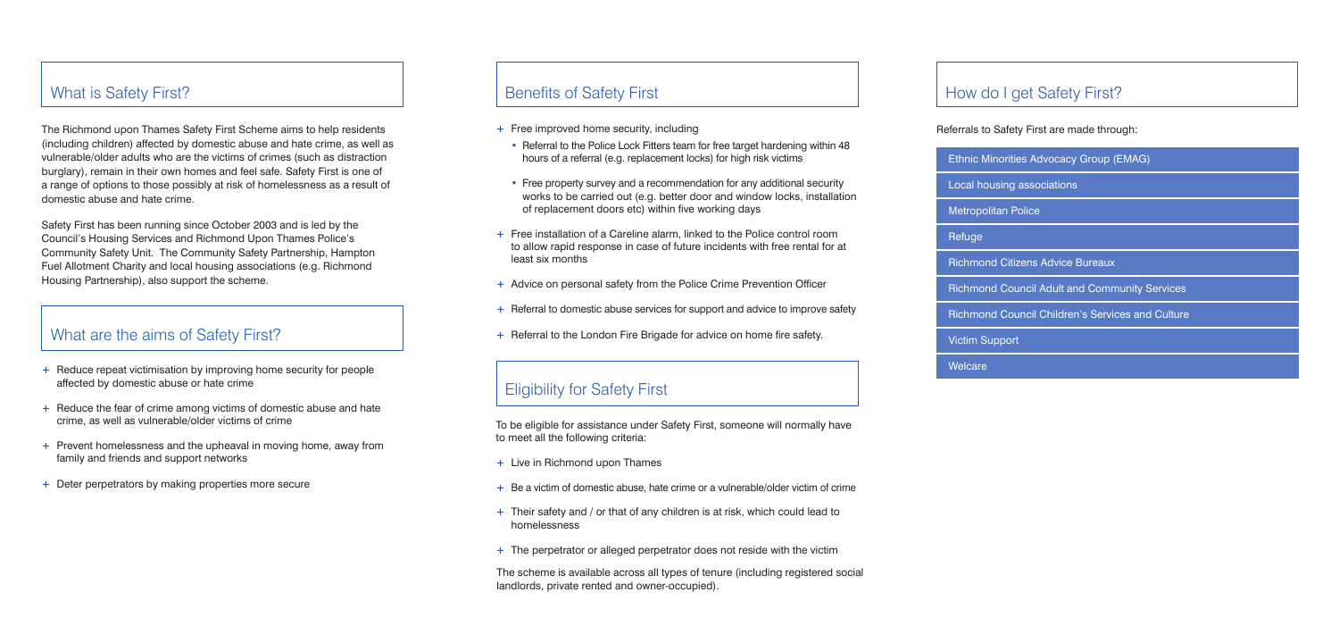## What is Safety First?

The Richmond upon Thames Safety First Scheme aims to help residents (including children) affected by domestic abuse and hate crime, as well as vulnerable/older adults who are the victims of crimes (such as distraction burglary), remain in their own homes and feel safe. Safety First is one of a range of options to those possibly at risk of homelessness as a result of domestic abuse and hate crime.

Safety First has been running since October 2003 and is led by the Council's Housing Services and Richmond Upon Thames Police's Community Safety Unit. The Community Safety Partnership, Hampton Fuel Allotment Charity and local housing associations (e.g. Richmond Housing Partnership), also support the scheme.

## What are the aims of Safety First?

+ Reduce repeat victimisation by improving home security for people affected by domestic abuse or hate crime
+ Reduce the fear of crime among victims of domestic abuse and hate crime, as well as vulnerable/older victims of crime
+ Prevent homelessness and the upheaval in moving home, away from family and friends and support networks
+ Deter perpetrators by making properties more secure

## Benefits of Safety First

+ Free improved home security, including
  - Referral to the Police Lock Fitters team for free target hardening within 48 hours of a referral (e.g. replacement locks) for high risk victims
  - Free property survey and a recommendation for any additional security works to be carried out (e.g. better door and window locks, installation of replacement doors etc) within five working days
+ Free installation of a Careline alarm, linked to the Police control room to allow rapid response in case of future incidents with free rental for at least six months
+ Advice on personal safety from the Police Crime Prevention Officer
+ Referral to domestic abuse services for support and advice to improve safety
+ Referral to the London Fire Brigade for advice on home fire safety.

## Eligibility for Safety First

To be eligible for assistance under Safety First, someone will normally have to meet all the following criteria:

+ Live in Richmond upon Thames
+ Be a victim of domestic abuse, hate crime or a vulnerable/older victim of crime
+ Their safety and / or that of any children is at risk, which could lead to homelessness
+ The perpetrator or alleged perpetrator does not reside with the victim

The scheme is available across all types of tenure (including registered social landlords, private rented and owner-occupied).

## How do I get Safety First?

Referrals to Safety First are made through:

- Ethnic Minorities Advocacy Group (EMAG)
- Local housing associations
- Metropolitan Police
- Refuge
- Richmond Citizens Advice Bureaux
- Richmond Council Adult and Community Services
- Richmond Council Children's Services and Culture
- Victim Support
- Welcare